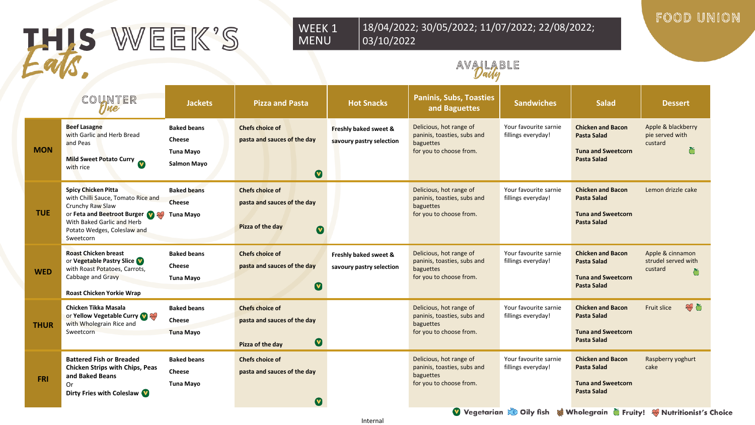# THIS WEEK'S *Eats,*

**FOOD UNION**

WEEK 1 MENU | 18/04/2022; 30/05/2022; 11/07/2022; 22/08/2022; 03/10/2022

AVAILABLE *Daily*

| COUNTER *One* | | Jackets | Pizza and Pasta | Hot Snacks | Paninis, Subs, Toasties and Baguettes | Sandwiches | Salad | Dessert |
|---|---|---|---|---|---|---|---|---|
| **MON** | **Beef Lasagne** with Garlic and Herb Bread and Peas<br><br>**Mild Sweet Potato Curry** (V) with rice | **Baked beans**<br>**Cheese**<br>**Tuna Mayo**<br>**Salmon Mayo** | **Chefs choice of pasta and sauces of the day** (V) | **Freshly baked sweet & savoury pastry selection** | Delicious, hot range of paninis, toasties, subs and baguettes for you to choose from. | Your favourite sarnie fillings everyday! | **Chicken and Bacon Pasta Salad**<br><br>**Tuna and Sweetcorn Pasta Salad** | Apple & blackberry pie served with custard (Fruity!) |
| **TUE** | **Spicy Chicken Pitta** with Chilli Sauce, Tomato Rice and Crunchy Raw Slaw or **Feta and Beetroot Burger** (V) (Nutritionist's Choice) With Baked Garlic and Herb Potato Wedges, Coleslaw and Sweetcorn | **Baked beans**<br>**Cheese**<br>**Tuna Mayo** | **Chefs choice of pasta and sauces of the day**<br><br>**Pizza of the day** (V) | | Delicious, hot range of paninis, toasties, subs and baguettes for you to choose from. | Your favourite sarnie fillings everyday! | **Chicken and Bacon Pasta Salad**<br><br>**Tuna and Sweetcorn Pasta Salad** | Lemon drizzle cake |
| **WED** | **Roast Chicken breast** or **Vegetable Pastry Slice** (V) with Roast Potatoes, Carrots, Cabbage and Gravy<br><br>**Roast Chicken Yorkie Wrap** | **Baked beans**<br>**Cheese**<br>**Tuna Mayo** | **Chefs choice of pasta and sauces of the day** (V) | **Freshly baked sweet & savoury pastry selection** | Delicious, hot range of paninis, toasties, subs and baguettes for you to choose from. | Your favourite sarnie fillings everyday! | **Chicken and Bacon Pasta Salad**<br><br>**Tuna and Sweetcorn Pasta Salad** | Apple & cinnamon strudel served with custard (Fruity!) |
| **THUR** | **Chicken Tikka Masala** or **Yellow Vegetable Curry** (V) (Nutritionist's Choice) with Wholegrain Rice and Sweetcorn | **Baked beans**<br>**Cheese**<br>**Tuna Mayo** | **Chefs choice of pasta and sauces of the day**<br><br>**Pizza of the day** (V) | | Delicious, hot range of paninis, toasties, subs and baguettes for you to choose from. | Your favourite sarnie fillings everyday! | **Chicken and Bacon Pasta Salad**<br><br>**Tuna and Sweetcorn Pasta Salad** | Fruit slice (Nutritionist's Choice) (Fruity!) |
| **FRI** | **Battered Fish or Breaded Chicken Strips with Chips, Peas and Baked Beans**<br>Or<br>**Dirty Fries with Coleslaw** (V) | **Baked beans**<br>**Cheese**<br>**Tuna Mayo** | **Chefs choice of pasta and sauces of the day** (V) | | Delicious, hot range of paninis, toasties, subs and baguettes for you to choose from. | Your favourite sarnie fillings everyday! | **Chicken and Bacon Pasta Salad**<br><br>**Tuna and Sweetcorn Pasta Salad** | Raspberry yoghurt cake |

(V) **Vegetarian** | **Oily fish** | **Wholegrain** | **Fruity!** | **Nutritionist's Choice**

Internal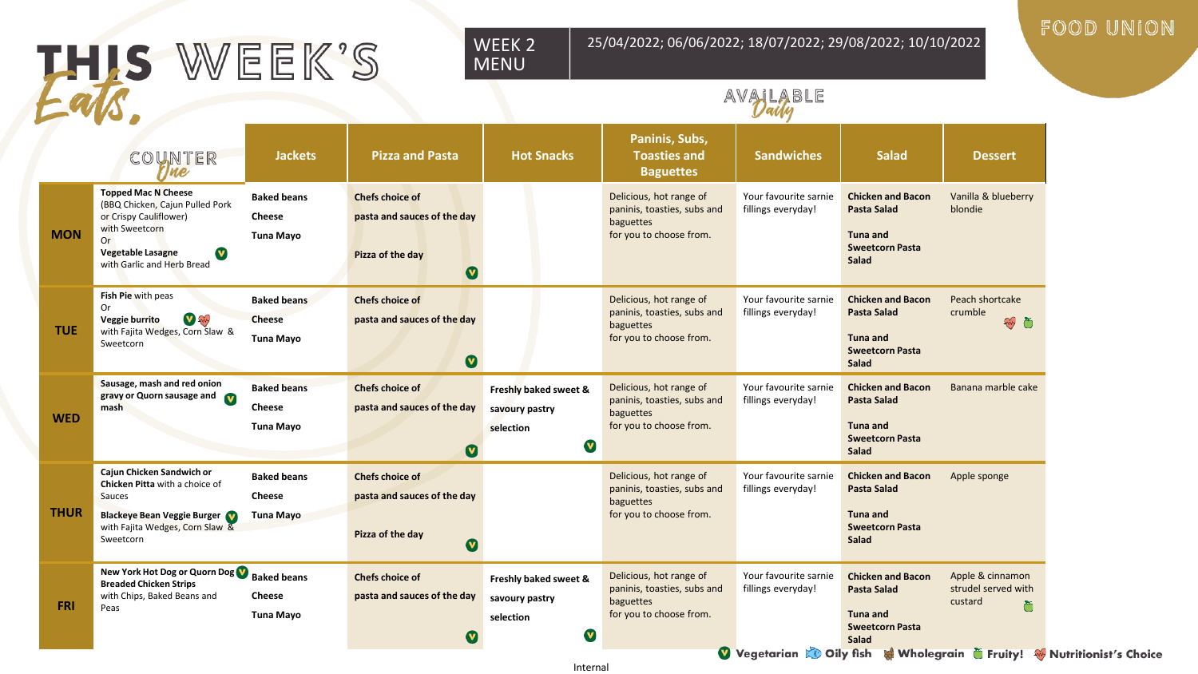# THIS WEEK'S Eats.

**WEEK 2 MENU** — 25/04/2022; 06/06/2022; 18/07/2022; 29/08/2022; 10/10/2022

FOOD UNION

AVAILABLE Daily

| | COUNTER One | Jackets | Pizza and Pasta | Hot Snacks | Paninis, Subs, Toasties and Baguettes | Sandwiches | Salad | Dessert |
|---|---|---|---|---|---|---|---|---|
| **MON** | **Topped Mac N Cheese** (BBQ Chicken, Cajun Pulled Pork or Crispy Cauliflower) with Sweetcorn Or **Vegetable Lasagne** (V) with Garlic and Herb Bread | **Baked beans** **Cheese** **Tuna Mayo** | **Chefs choice of pasta and sauces of the day** **Pizza of the day** (V) | | Delicious, hot range of paninis, toasties, subs and baguettes for you to choose from. | Your favourite sarnie fillings everyday! | **Chicken and Bacon Pasta Salad** **Tuna and Sweetcorn Pasta Salad** | Vanilla & blueberry blondie |
| **TUE** | **Fish Pie** with peas Or **Veggie burrito** (V) (Nutritionist's Choice) with Fajita Wedges, Corn Slaw & Sweetcorn | **Baked beans** **Cheese** **Tuna Mayo** | **Chefs choice of pasta and sauces of the day** (V) | | Delicious, hot range of paninis, toasties, subs and baguettes for you to choose from. | Your favourite sarnie fillings everyday! | **Chicken and Bacon Pasta Salad** **Tuna and Sweetcorn Pasta Salad** | Peach shortcake crumble (Nutritionist's Choice) (Fruity!) |
| **WED** | **Sausage, mash and red onion gravy or Quorn sausage and mash** (V) | **Baked beans** **Cheese** **Tuna Mayo** | **Chefs choice of pasta and sauces of the day** (V) | **Freshly baked sweet & savoury pastry selection** (V) | Delicious, hot range of paninis, toasties, subs and baguettes for you to choose from. | Your favourite sarnie fillings everyday! | **Chicken and Bacon Pasta Salad** **Tuna and Sweetcorn Pasta Salad** | Banana marble cake |
| **THUR** | **Cajun Chicken Sandwich or Chicken Pitta** with a choice of Sauces **Blackeye Bean Veggie Burger** (V) with Fajita Wedges, Corn Slaw & Sweetcorn | **Baked beans** **Cheese** **Tuna Mayo** | **Chefs choice of pasta and sauces of the day** **Pizza of the day** (V) | | Delicious, hot range of paninis, toasties, subs and baguettes for you to choose from. | Your favourite sarnie fillings everyday! | **Chicken and Bacon Pasta Salad** **Tuna and Sweetcorn Pasta Salad** | Apple sponge |
| **FRI** | **New York Hot Dog or Quorn Dog** (V) **Breaded Chicken Strips** with Chips, Baked Beans and Peas | **Baked beans** **Cheese** **Tuna Mayo** | **Chefs choice of pasta and sauces of the day** (V) | **Freshly baked sweet & savoury pastry selection** (V) | Delicious, hot range of paninis, toasties, subs and baguettes for you to choose from. | Your favourite sarnie fillings everyday! | **Chicken and Bacon Pasta Salad** **Tuna and Sweetcorn Pasta Salad** | Apple & cinnamon strudel served with custard (Fruity!) |

(V) Vegetarian · Oily fish · Wholegrain · Fruity! · Nutritionist's Choice

Internal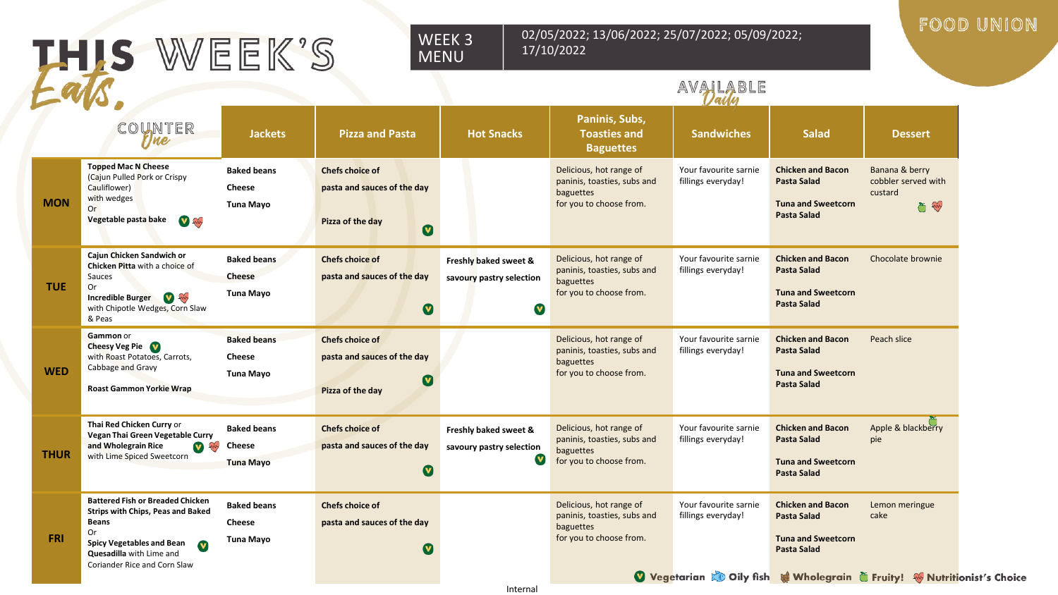# THIS WEEK'S Eats.

**WEEK 3 MENU** — 02/05/2022; 13/06/2022; 25/07/2022; 05/09/2022; 17/10/2022

FOOD UNION

AVAILABLE Daily

| | COUNTER One | Jackets | Pizza and Pasta | Hot Snacks | Paninis, Subs, Toasties and Baguettes | Sandwiches | Salad | Dessert |
|---|---|---|---|---|---|---|---|---|
| **MON** | **Topped Mac N Cheese** (Cajun Pulled Pork or Crispy Cauliflower) with wedges Or **Vegetable pasta bake** (V) (Nutritionist's Choice) | **Baked beans** **Cheese** **Tuna Mayo** | **Chefs choice of pasta and sauces of the day** **Pizza of the day** (V) | | Delicious, hot range of paninis, toasties, subs and baguettes for you to choose from. | Your favourite sarnie fillings everyday! | **Chicken and Bacon Pasta Salad** **Tuna and Sweetcorn Pasta Salad** | Banana & berry cobbler served with custard (Fruity!) (Nutritionist's Choice) |
| **TUE** | **Cajun Chicken Sandwich or Chicken Pitta** with a choice of Sauces Or **Incredible Burger** (V) (Nutritionist's Choice) with Chipotle Wedges, Corn Slaw & Peas | **Baked beans** **Cheese** **Tuna Mayo** | **Chefs choice of pasta and sauces of the day** (V) | **Freshly baked sweet & savoury pastry selection** (V) | Delicious, hot range of paninis, toasties, subs and baguettes for you to choose from. | Your favourite sarnie fillings everyday! | **Chicken and Bacon Pasta Salad** **Tuna and Sweetcorn Pasta Salad** | Chocolate brownie |
| **WED** | **Gammon** or **Cheesy Veg Pie** (V) with Roast Potatoes, Carrots, Cabbage and Gravy **Roast Gammon Yorkie Wrap** | **Baked beans** **Cheese** **Tuna Mayo** | **Chefs choice of pasta and sauces of the day** (V) **Pizza of the day** | | Delicious, hot range of paninis, toasties, subs and baguettes for you to choose from. | Your favourite sarnie fillings everyday! | **Chicken and Bacon Pasta Salad** **Tuna and Sweetcorn Pasta Salad** | Peach slice |
| **THUR** | **Thai Red Chicken Curry** or **Vegan Thai Green Vegetable Curry and Wholegrain Rice** (V) (Nutritionist's Choice) with Lime Spiced Sweetcorn | **Baked beans** **Cheese** **Tuna Mayo** | **Chefs choice of pasta and sauces of the day** (V) | **Freshly baked sweet & savoury pastry selection** (V) | Delicious, hot range of paninis, toasties, subs and baguettes for you to choose from. | Your favourite sarnie fillings everyday! | **Chicken and Bacon Pasta Salad** **Tuna and Sweetcorn Pasta Salad** | Apple & blackberry pie (Fruity!) |
| **FRI** | **Battered Fish or Breaded Chicken Strips with Chips, Peas and Baked Beans** Or **Spicy Vegetables and Bean Quesadilla** (V) with Lime and Coriander Rice and Corn Slaw | **Baked beans** **Cheese** **Tuna Mayo** | **Chefs choice of pasta and sauces of the day** (V) | | Delicious, hot range of paninis, toasties, subs and baguettes for you to choose from. | Your favourite sarnie fillings everyday! | **Chicken and Bacon Pasta Salad** **Tuna and Sweetcorn Pasta Salad** | Lemon meringue cake |

(V) Vegetarian · Oily fish · Wholegrain · Fruity! · Nutritionist's Choice

Internal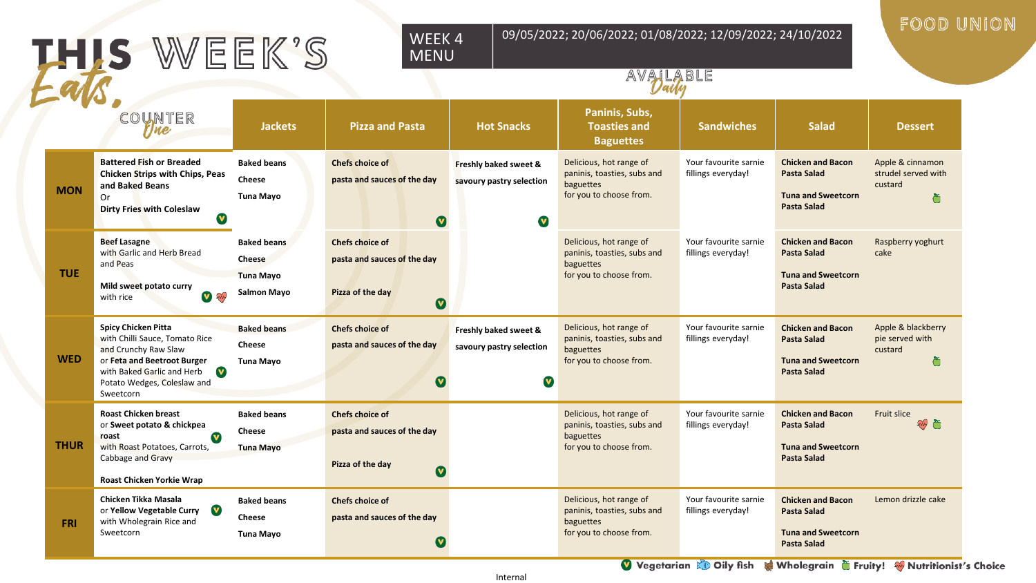# THIS WEEK'S Eats

**WEEK 4 MENU**

09/05/2022; 20/06/2022; 01/08/2022; 12/09/2022; 24/10/2022

FOOD UNION

AVAILABLE Daily

| | COUNTER One | Jackets | Pizza and Pasta | Hot Snacks | Paninis, Subs, Toasties and Baguettes | Sandwiches | Salad | Dessert |
|---|---|---|---|---|---|---|---|---|
| **MON** | **Battered Fish or Breaded Chicken Strips with Chips, Peas and Baked Beans** Or **Dirty Fries with Coleslaw** (V) | **Baked beans** **Cheese** **Tuna Mayo** | **Chefs choice of pasta and sauces of the day** (V) | **Freshly baked sweet & savoury pastry selection** (V) | Delicious, hot range of paninis, toasties, subs and baguettes for you to choose from. | Your favourite sarnie fillings everyday! | **Chicken and Bacon Pasta Salad** **Tuna and Sweetcorn Pasta Salad** | Apple & cinnamon strudel served with custard (Fruity!) |
| **TUE** | **Beef Lasagne** with Garlic and Herb Bread and Peas **Mild sweet potato curry** with rice (V) (Nutritionist's Choice) | **Baked beans** **Cheese** **Tuna Mayo** **Salmon Mayo** | **Chefs choice of pasta and sauces of the day** **Pizza of the day** (V) | | Delicious, hot range of paninis, toasties, subs and baguettes for you to choose from. | Your favourite sarnie fillings everyday! | **Chicken and Bacon Pasta Salad** **Tuna and Sweetcorn Pasta Salad** | Raspberry yoghurt cake |
| **WED** | **Spicy Chicken Pitta** with Chilli Sauce, Tomato Rice and Crunchy Raw Slaw or **Feta and Beetroot Burger** (V) with Baked Garlic and Herb Potato Wedges, Coleslaw and Sweetcorn | **Baked beans** **Cheese** **Tuna Mayo** | **Chefs choice of pasta and sauces of the day** (V) | **Freshly baked sweet & savoury pastry selection** (V) | Delicious, hot range of paninis, toasties, subs and baguettes for you to choose from. | Your favourite sarnie fillings everyday! | **Chicken and Bacon Pasta Salad** **Tuna and Sweetcorn Pasta Salad** | Apple & blackberry pie served with custard (Fruity!) |
| **THUR** | **Roast Chicken breast** or **Sweet potato & chickpea roast** (V) with Roast Potatoes, Carrots, Cabbage and Gravy **Roast Chicken Yorkie Wrap** | **Baked beans** **Cheese** **Tuna Mayo** | **Chefs choice of pasta and sauces of the day** **Pizza of the day** (V) | | Delicious, hot range of paninis, toasties, subs and baguettes for you to choose from. | Your favourite sarnie fillings everyday! | **Chicken and Bacon Pasta Salad** **Tuna and Sweetcorn Pasta Salad** | Fruit slice (Nutritionist's Choice) (Fruity!) |
| **FRI** | **Chicken Tikka Masala** or **Yellow Vegetable Curry** (V) with Wholegrain Rice and Sweetcorn | **Baked beans** **Cheese** **Tuna Mayo** | **Chefs choice of pasta and sauces of the day** (V) | | Delicious, hot range of paninis, toasties, subs and baguettes for you to choose from. | Your favourite sarnie fillings everyday! | **Chicken and Bacon Pasta Salad** **Tuna and Sweetcorn Pasta Salad** | Lemon drizzle cake |

(V) Vegetarian | Oily fish | Wholegrain | Fruity! | Nutritionist's Choice

Internal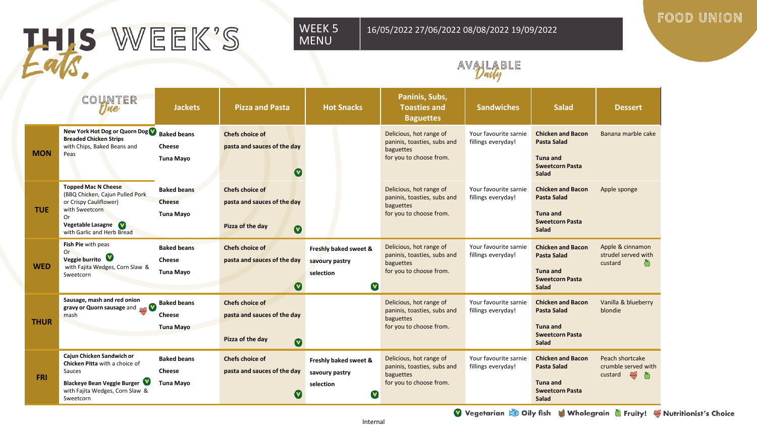# THIS WEEK'S *Eats.*

**WEEK 5 MENU** | 16/05/2022 27/06/2022 08/08/2022 19/09/2022

FOOD UNION

AVAILABLE *Daily*

| | COUNTER *One* | Jackets | Pizza and Pasta | Hot Snacks | Paninis, Subs, Toasties and Baguettes | Sandwiches | Salad | Dessert |
|---|---|---|---|---|---|---|---|---|
| **MON** | **New York Hot Dog or Quorn Dog** (V) **Breaded Chicken Strips** with Chips, Baked Beans and Peas | **Baked beans** **Cheese** **Tuna Mayo** | **Chefs choice of pasta and sauces of the day** (V) | | Delicious, hot range of paninis, toasties, subs and baguettes for you to choose from. | Your favourite sarnie fillings everyday! | **Chicken and Bacon Pasta Salad** **Tuna and Sweetcorn Pasta Salad** | Banana marble cake |
| **TUE** | **Topped Mac N Cheese** (BBQ Chicken, Cajun Pulled Pork or Crispy Cauliflower) with Sweetcorn Or **Vegetable Lasagne** (V) with Garlic and Herb Bread | **Baked beans** **Cheese** **Tuna Mayo** | **Chefs choice of pasta and sauces of the day** **Pizza of the day** (V) | | Delicious, hot range of paninis, toasties, subs and baguettes for you to choose from. | Your favourite sarnie fillings everyday! | **Chicken and Bacon Pasta Salad** **Tuna and Sweetcorn Pasta Salad** | Apple sponge |
| **WED** | **Fish Pie** with peas Or **Veggie burrito** (V) with Fajita Wedges, Corn Slaw & Sweetcorn | **Baked beans** **Cheese** **Tuna Mayo** | **Chefs choice of pasta and sauces of the day** (V) | **Freshly baked sweet & savoury pastry selection** (V) | Delicious, hot range of paninis, toasties, subs and baguettes for you to choose from. | Your favourite sarnie fillings everyday! | **Chicken and Bacon Pasta Salad** **Tuna and Sweetcorn Pasta Salad** | Apple & cinnamon strudel served with custard (Fruity!) |
| **THUR** | **Sausage, mash and red onion gravy or Quorn sausage** and mash (Nutritionist's Choice) (V) | **Baked beans** **Cheese** **Tuna Mayo** | **Chefs choice of pasta and sauces of the day** **Pizza of the day** (V) | | Delicious, hot range of paninis, toasties, subs and baguettes for you to choose from. | Your favourite sarnie fillings everyday! | **Chicken and Bacon Pasta Salad** **Tuna and Sweetcorn Pasta Salad** | Vanilla & blueberry blondie |
| **FRI** | **Cajun Chicken Sandwich or Chicken Pitta** with a choice of Sauces **Blackeye Bean Veggie Burger** (V) with Fajita Wedges, Corn Slaw & Sweetcorn | **Baked beans** **Cheese** **Tuna Mayo** | **Chefs choice of pasta and sauces of the day** (V) | **Freshly baked sweet & savoury pastry selection** (V) | Delicious, hot range of paninis, toasties, subs and baguettes for you to choose from. | Your favourite sarnie fillings everyday! | **Chicken and Bacon Pasta Salad** **Tuna and Sweetcorn Pasta Salad** | Peach shortcake crumble served with custard (Nutritionist's Choice) (Fruity!) |

(V) Vegetarian · Oily fish · Wholegrain · Fruity! · Nutritionist's Choice

Internal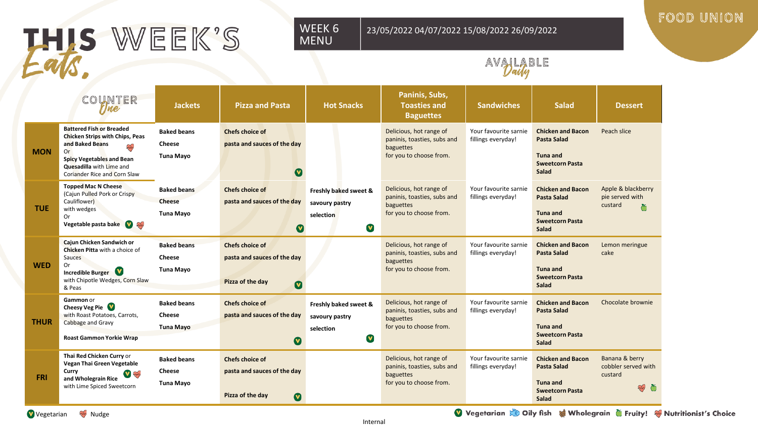# THIS WEEK'S Eats.

WEEK 6 MENU

23/05/2022 04/07/2022 15/08/2022 26/09/2022

FOOD UNION

AVAILABLE Daily

| | COUNTER One | Jackets | Pizza and Pasta | Hot Snacks | Paninis, Subs, Toasties and Baguettes | Sandwiches | Salad | Dessert |
|---|---|---|---|---|---|---|---|---|
| **MON** | **Battered Fish or Breaded Chicken Strips with Chips, Peas and Baked Beans** (Nudge) Or **Spicy Vegetables and Bean Quesadilla** with Lime and Coriander Rice and Corn Slaw | **Baked beans** **Cheese** **Tuna Mayo** | **Chefs choice of pasta and sauces of the day** (V) | | Delicious, hot range of paninis, toasties, subs and baguettes for you to choose from. | Your favourite sarnie fillings everyday! | **Chicken and Bacon Pasta Salad** **Tuna and Sweetcorn Pasta Salad** | Peach slice |
| **TUE** | **Topped Mac N Cheese** (Cajun Pulled Pork or Crispy Cauliflower) with wedges Or **Vegetable pasta bake** (V) (Nudge) | **Baked beans** **Cheese** **Tuna Mayo** | **Chefs choice of pasta and sauces of the day** (V) | **Freshly baked sweet & savoury pastry selection** (V) | Delicious, hot range of paninis, toasties, subs and baguettes for you to choose from. | Your favourite sarnie fillings everyday! | **Chicken and Bacon Pasta Salad** **Tuna and Sweetcorn Pasta Salad** | Apple & blackberry pie served with custard (Fruity!) |
| **WED** | **Cajun Chicken Sandwich or Chicken Pitta** with a choice of Sauces Or **Incredible Burger** (V) with Chipotle Wedges, Corn Slaw & Peas | **Baked beans** **Cheese** **Tuna Mayo** | **Chefs choice of pasta and sauces of the day** **Pizza of the day** (V) | | Delicious, hot range of paninis, toasties, subs and baguettes for you to choose from. | Your favourite sarnie fillings everyday! | **Chicken and Bacon Pasta Salad** **Tuna and Sweetcorn Pasta Salad** | Lemon meringue cake |
| **THUR** | **Gammon** or **Cheesy Veg Pie** (V) with Roast Potatoes, Carrots, Cabbage and Gravy **Roast Gammon Yorkie Wrap** | **Baked beans** **Cheese** **Tuna Mayo** | **Chefs choice of pasta and sauces of the day** (V) | **Freshly baked sweet & savoury pastry selection** (V) | Delicious, hot range of paninis, toasties, subs and baguettes for you to choose from. | Your favourite sarnie fillings everyday! | **Chicken and Bacon Pasta Salad** **Tuna and Sweetcorn Pasta Salad** | Chocolate brownie |
| **FRI** | **Thai Red Chicken Curry** or **Vegan Thai Green Vegetable Curry** (V) (Nudge) **and Wholegrain Rice** with Lime Spiced Sweetcorn | **Baked beans** **Cheese** **Tuna Mayo** | **Chefs choice of pasta and sauces of the day** **Pizza of the day** (V) | | Delicious, hot range of paninis, toasties, subs and baguettes for you to choose from. | Your favourite sarnie fillings everyday! | **Chicken and Bacon Pasta Salad** **Tuna and Sweetcorn Pasta Salad** | Banana & berry cobbler served with custard (Nudge) (Fruity!) |

(V) Vegetarian (Nudge) Nudge

Vegetarian | Oily fish | Wholegrain | Fruity! | Nutritionist's Choice

Internal